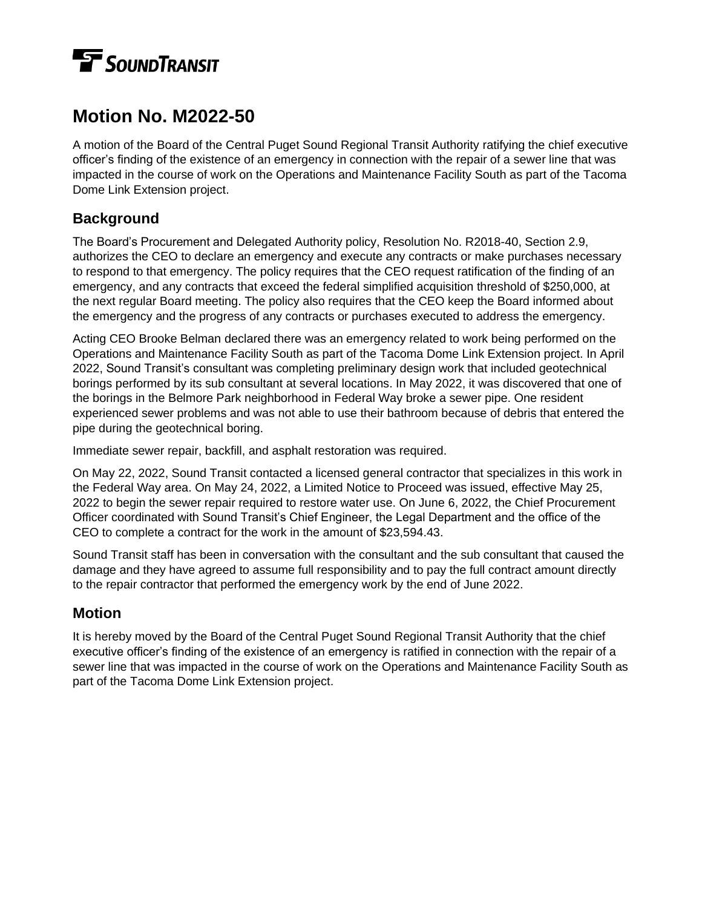# Motion No. M2022-50

A motion of the Board of the Central Puget Sound Regional Transit Authority ratifying the chief executive officer's finding of the existence of an emergency in connection with the repair of a sewer line that was impacted in the course of work on the Operations and Maintenance Facility South as part of the Tacoma Dome Link Extension project.

## Background

The Board's Procurement and Delegated Authority policy, Resolution No. R2018-40, Section 2.9, authorizes the CEO to declare an emergency and execute any contracts or make purchases necessary to respond to that emergency. The policy requires that the CEO request ratification of the finding of an emergency, and any contracts that exceed the federal simplified acquisition threshold of $250,000, at the next regular Board meeting. The policy also requires that the CEO keep the Board informed about the emergency and the progress of any contracts or purchases executed to address the emergency.

Acting CEO Brooke Belman declared there was an emergency related to work being performed on the Operations and Maintenance Facility South as part of the Tacoma Dome Link Extension project. In April 2022, Sound Transit's consultant was completing preliminary design work that included geotechnical borings performed by its sub consultant at several locations. In May 2022, it was discovered that one of the borings in the Belmore Park neighborhood in Federal Way broke a sewer pipe. One resident experienced sewer problems and was not able to use their bathroom because of debris that entered the pipe during the geotechnical boring.

Immediate sewer repair, backfill, and asphalt restoration was required.

On May 22, 2022, Sound Transit contacted a licensed general contractor that specializes in this work in the Federal Way area. On May 24, 2022, a Limited Notice to Proceed was issued, effective May 25, 2022 to begin the sewer repair required to restore water use. On June 6, 2022, the Chief Procurement Officer coordinated with Sound Transit's Chief Engineer, the Legal Department and the office of the CEO to complete a contract for the work in the amount of $23,594.43.

Sound Transit staff has been in conversation with the consultant and the sub consultant that caused the damage and they have agreed to assume full responsibility and to pay the full contract amount directly to the repair contractor that performed the emergency work by the end of June 2022.

## Motion

It is hereby moved by the Board of the Central Puget Sound Regional Transit Authority that the chief executive officer's finding of the existence of an emergency is ratified in connection with the repair of a sewer line that was impacted in the course of work on the Operations and Maintenance Facility South as part of the Tacoma Dome Link Extension project.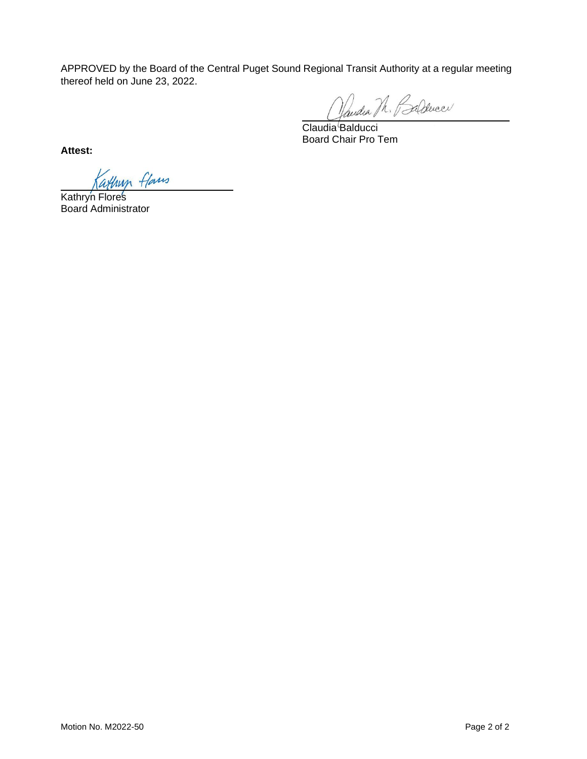APPROVED by the Board of the Central Puget Sound Regional Transit Authority at a regular meeting thereof held on June 23, 2022.

Claudia Balducci
Board Chair Pro Tem

**Attest:**

Kathryn Flores
Board Administrator

Motion No. M2022-50